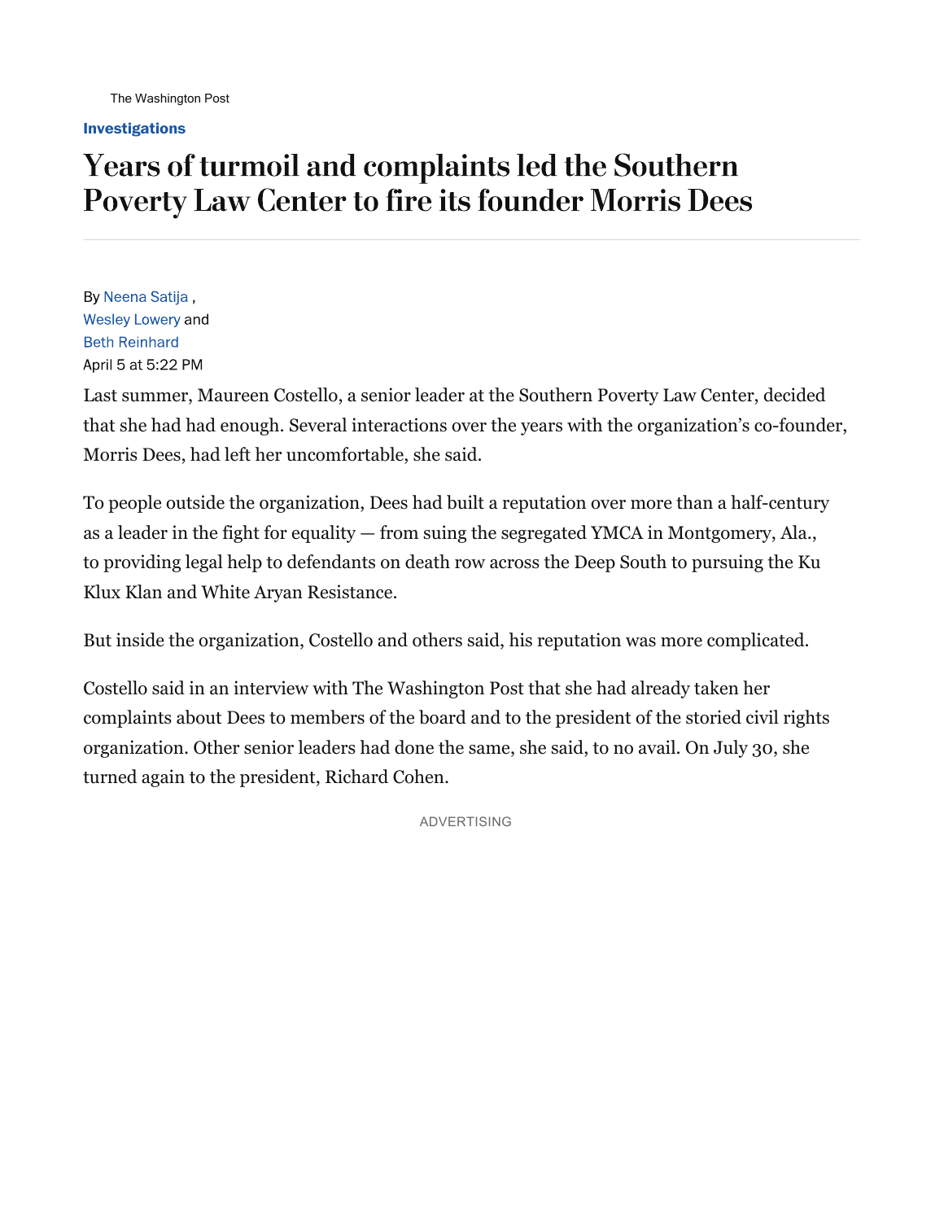The Washington Post

**Investigations**

# Years of turmoil and complaints led the Southern Poverty Law Center to fire its founder Morris Dees

By Neena Satija ,
Wesley Lowery and
Beth Reinhard
April 5 at 5:22 PM

Last summer, Maureen Costello, a senior leader at the Southern Poverty Law Center, decided that she had had enough. Several interactions over the years with the organization's co-founder, Morris Dees, had left her uncomfortable, she said.

To people outside the organization, Dees had built a reputation over more than a half-century as a leader in the fight for equality — from suing the segregated YMCA in Montgomery, Ala., to providing legal help to defendants on death row across the Deep South to pursuing the Ku Klux Klan and White Aryan Resistance.

But inside the organization, Costello and others said, his reputation was more complicated.

Costello said in an interview with The Washington Post that she had already taken her complaints about Dees to members of the board and to the president of the storied civil rights organization. Other senior leaders had done the same, she said, to no avail. On July 30, she turned again to the president, Richard Cohen.

ADVERTISING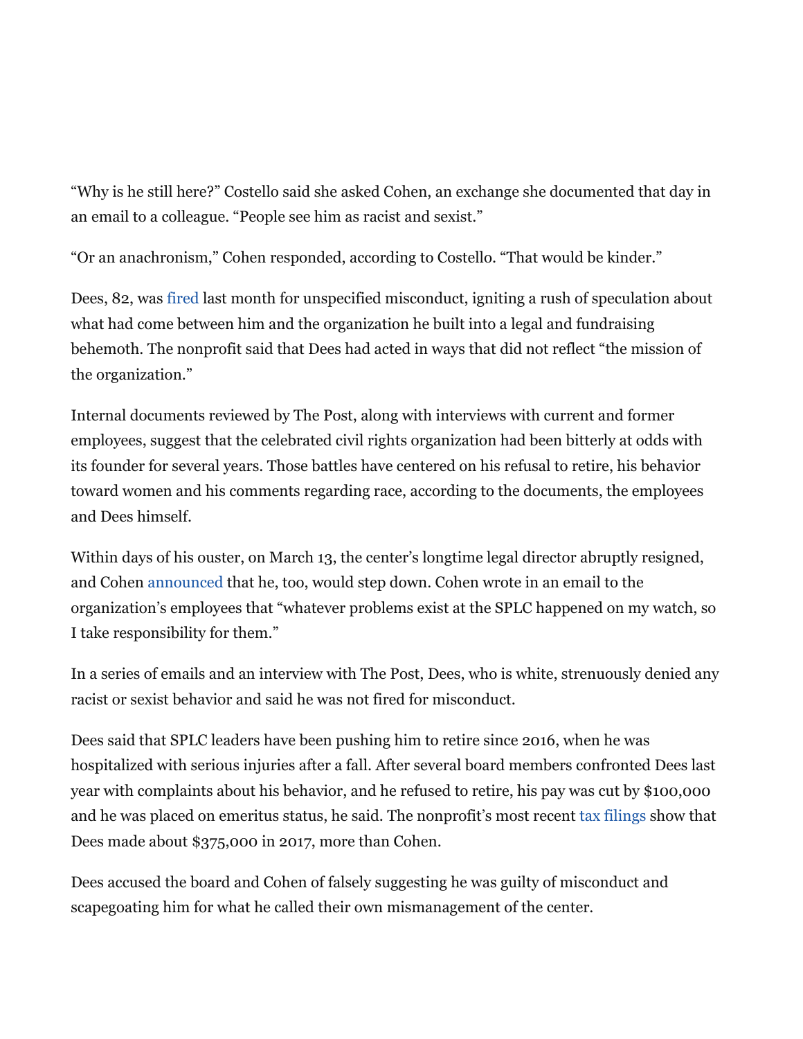"Why is he still here?" Costello said she asked Cohen, an exchange she documented that day in an email to a colleague. "People see him as racist and sexist."

"Or an anachronism," Cohen responded, according to Costello. "That would be kinder."

Dees, 82, was fired last month for unspecified misconduct, igniting a rush of speculation about what had come between him and the organization he built into a legal and fundraising behemoth. The nonprofit said that Dees had acted in ways that did not reflect "the mission of the organization."

Internal documents reviewed by The Post, along with interviews with current and former employees, suggest that the celebrated civil rights organization had been bitterly at odds with its founder for several years. Those battles have centered on his refusal to retire, his behavior toward women and his comments regarding race, according to the documents, the employees and Dees himself.

Within days of his ouster, on March 13, the center's longtime legal director abruptly resigned, and Cohen announced that he, too, would step down. Cohen wrote in an email to the organization's employees that "whatever problems exist at the SPLC happened on my watch, so I take responsibility for them."

In a series of emails and an interview with The Post, Dees, who is white, strenuously denied any racist or sexist behavior and said he was not fired for misconduct.

Dees said that SPLC leaders have been pushing him to retire since 2016, when he was hospitalized with serious injuries after a fall. After several board members confronted Dees last year with complaints about his behavior, and he refused to retire, his pay was cut by $100,000 and he was placed on emeritus status, he said. The nonprofit's most recent tax filings show that Dees made about $375,000 in 2017, more than Cohen.

Dees accused the board and Cohen of falsely suggesting he was guilty of misconduct and scapegoating him for what he called their own mismanagement of the center.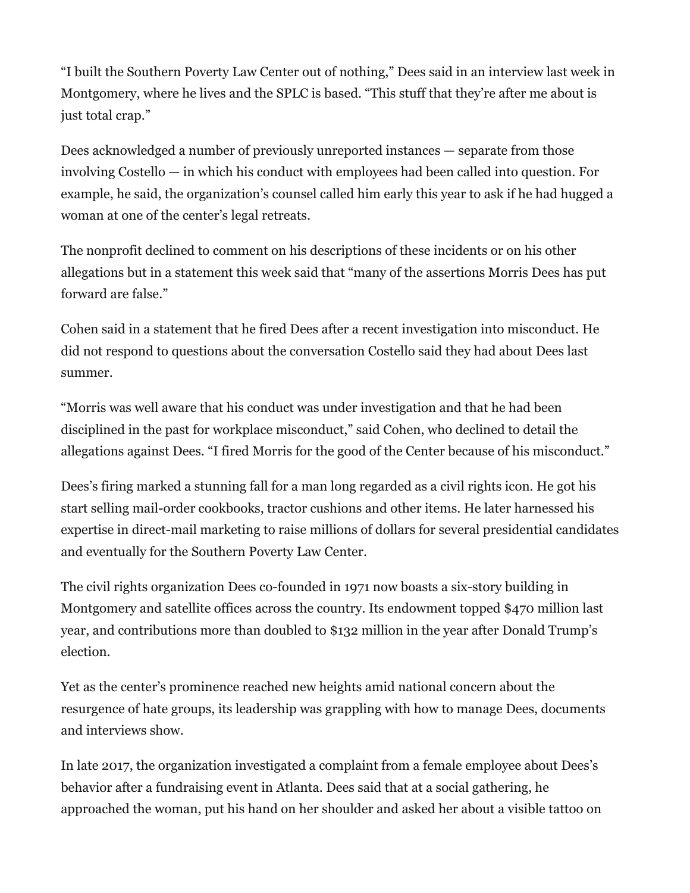"I built the Southern Poverty Law Center out of nothing," Dees said in an interview last week in Montgomery, where he lives and the SPLC is based. "This stuff that they're after me about is just total crap."

Dees acknowledged a number of previously unreported instances — separate from those involving Costello — in which his conduct with employees had been called into question. For example, he said, the organization's counsel called him early this year to ask if he had hugged a woman at one of the center's legal retreats.

The nonprofit declined to comment on his descriptions of these incidents or on his other allegations but in a statement this week said that "many of the assertions Morris Dees has put forward are false."

Cohen said in a statement that he fired Dees after a recent investigation into misconduct. He did not respond to questions about the conversation Costello said they had about Dees last summer.

"Morris was well aware that his conduct was under investigation and that he had been disciplined in the past for workplace misconduct," said Cohen, who declined to detail the allegations against Dees. "I fired Morris for the good of the Center because of his misconduct."

Dees's firing marked a stunning fall for a man long regarded as a civil rights icon. He got his start selling mail-order cookbooks, tractor cushions and other items. He later harnessed his expertise in direct-mail marketing to raise millions of dollars for several presidential candidates and eventually for the Southern Poverty Law Center.

The civil rights organization Dees co-founded in 1971 now boasts a six-story building in Montgomery and satellite offices across the country. Its endowment topped $470 million last year, and contributions more than doubled to $132 million in the year after Donald Trump's election.

Yet as the center's prominence reached new heights amid national concern about the resurgence of hate groups, its leadership was grappling with how to manage Dees, documents and interviews show.

In late 2017, the organization investigated a complaint from a female employee about Dees's behavior after a fundraising event in Atlanta. Dees said that at a social gathering, he approached the woman, put his hand on her shoulder and asked her about a visible tattoo on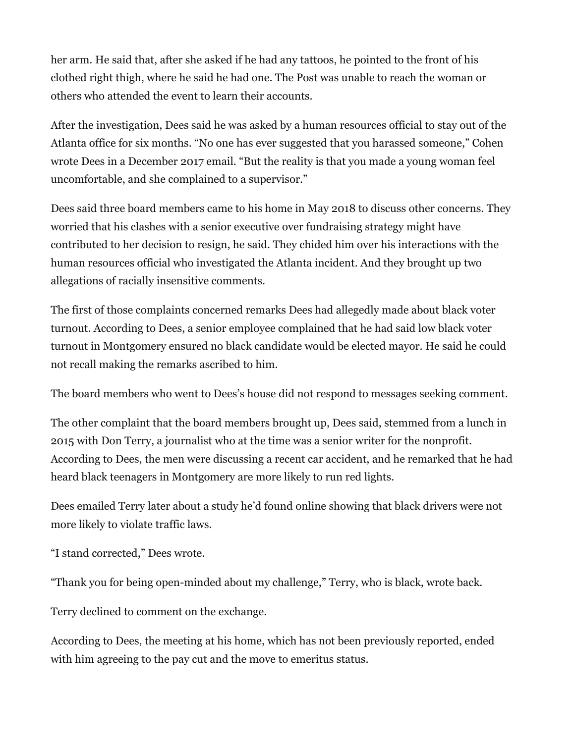her arm. He said that, after she asked if he had any tattoos, he pointed to the front of his clothed right thigh, where he said he had one. The Post was unable to reach the woman or others who attended the event to learn their accounts.

After the investigation, Dees said he was asked by a human resources official to stay out of the Atlanta office for six months. "No one has ever suggested that you harassed someone," Cohen wrote Dees in a December 2017 email. "But the reality is that you made a young woman feel uncomfortable, and she complained to a supervisor."

Dees said three board members came to his home in May 2018 to discuss other concerns. They worried that his clashes with a senior executive over fundraising strategy might have contributed to her decision to resign, he said. They chided him over his interactions with the human resources official who investigated the Atlanta incident. And they brought up two allegations of racially insensitive comments.

The first of those complaints concerned remarks Dees had allegedly made about black voter turnout. According to Dees, a senior employee complained that he had said low black voter turnout in Montgomery ensured no black candidate would be elected mayor. He said he could not recall making the remarks ascribed to him.

The board members who went to Dees's house did not respond to messages seeking comment.

The other complaint that the board members brought up, Dees said, stemmed from a lunch in 2015 with Don Terry, a journalist who at the time was a senior writer for the nonprofit. According to Dees, the men were discussing a recent car accident, and he remarked that he had heard black teenagers in Montgomery are more likely to run red lights.

Dees emailed Terry later about a study he'd found online showing that black drivers were not more likely to violate traffic laws.

"I stand corrected," Dees wrote.

"Thank you for being open-minded about my challenge," Terry, who is black, wrote back.

Terry declined to comment on the exchange.

According to Dees, the meeting at his home, which has not been previously reported, ended with him agreeing to the pay cut and the move to emeritus status.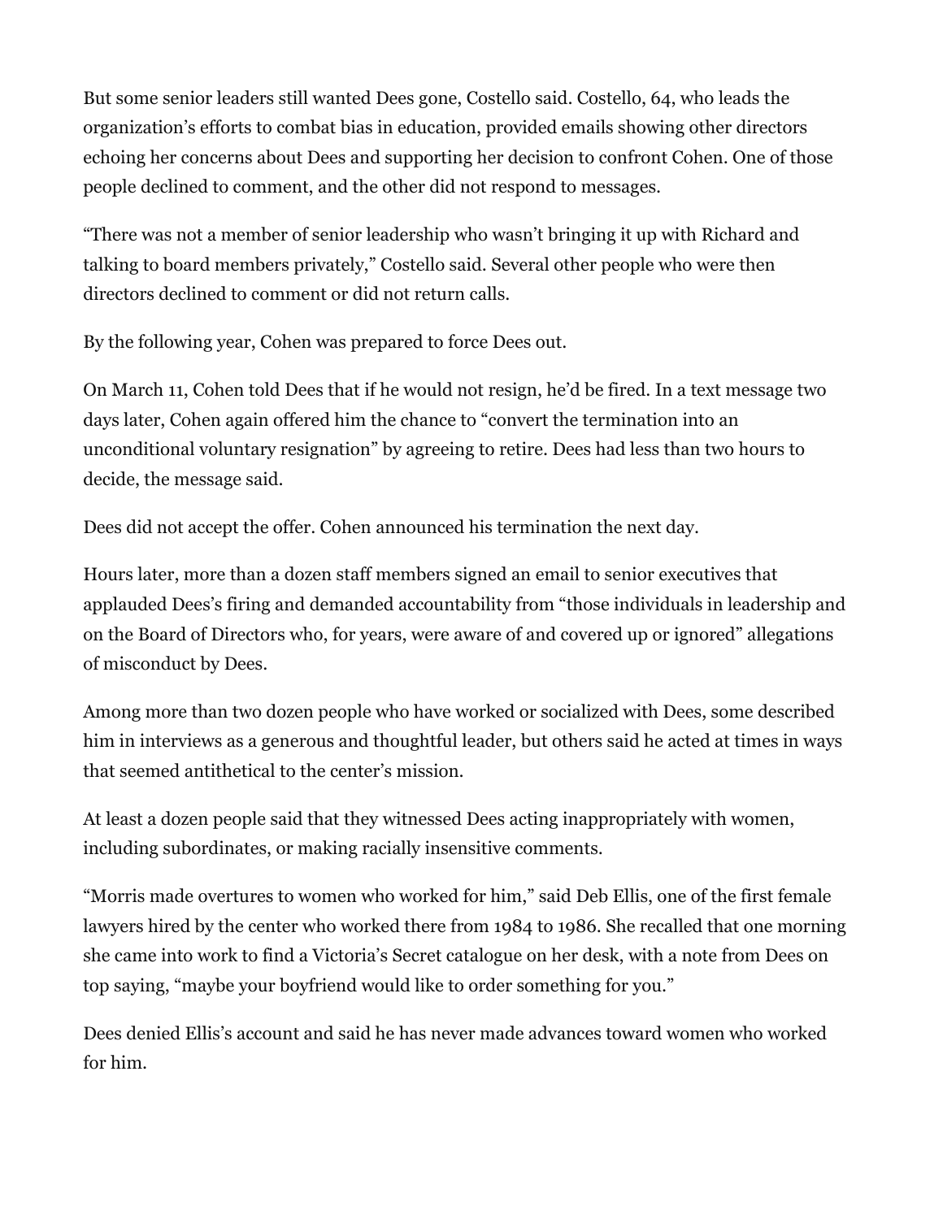But some senior leaders still wanted Dees gone, Costello said. Costello, 64, who leads the organization's efforts to combat bias in education, provided emails showing other directors echoing her concerns about Dees and supporting her decision to confront Cohen. One of those people declined to comment, and the other did not respond to messages.

"There was not a member of senior leadership who wasn't bringing it up with Richard and talking to board members privately," Costello said. Several other people who were then directors declined to comment or did not return calls.

By the following year, Cohen was prepared to force Dees out.

On March 11, Cohen told Dees that if he would not resign, he'd be fired. In a text message two days later, Cohen again offered him the chance to "convert the termination into an unconditional voluntary resignation" by agreeing to retire. Dees had less than two hours to decide, the message said.

Dees did not accept the offer. Cohen announced his termination the next day.

Hours later, more than a dozen staff members signed an email to senior executives that applauded Dees's firing and demanded accountability from "those individuals in leadership and on the Board of Directors who, for years, were aware of and covered up or ignored" allegations of misconduct by Dees.

Among more than two dozen people who have worked or socialized with Dees, some described him in interviews as a generous and thoughtful leader, but others said he acted at times in ways that seemed antithetical to the center's mission.

At least a dozen people said that they witnessed Dees acting inappropriately with women, including subordinates, or making racially insensitive comments.

"Morris made overtures to women who worked for him," said Deb Ellis, one of the first female lawyers hired by the center who worked there from 1984 to 1986. She recalled that one morning she came into work to find a Victoria's Secret catalogue on her desk, with a note from Dees on top saying, "maybe your boyfriend would like to order something for you."

Dees denied Ellis's account and said he has never made advances toward women who worked for him.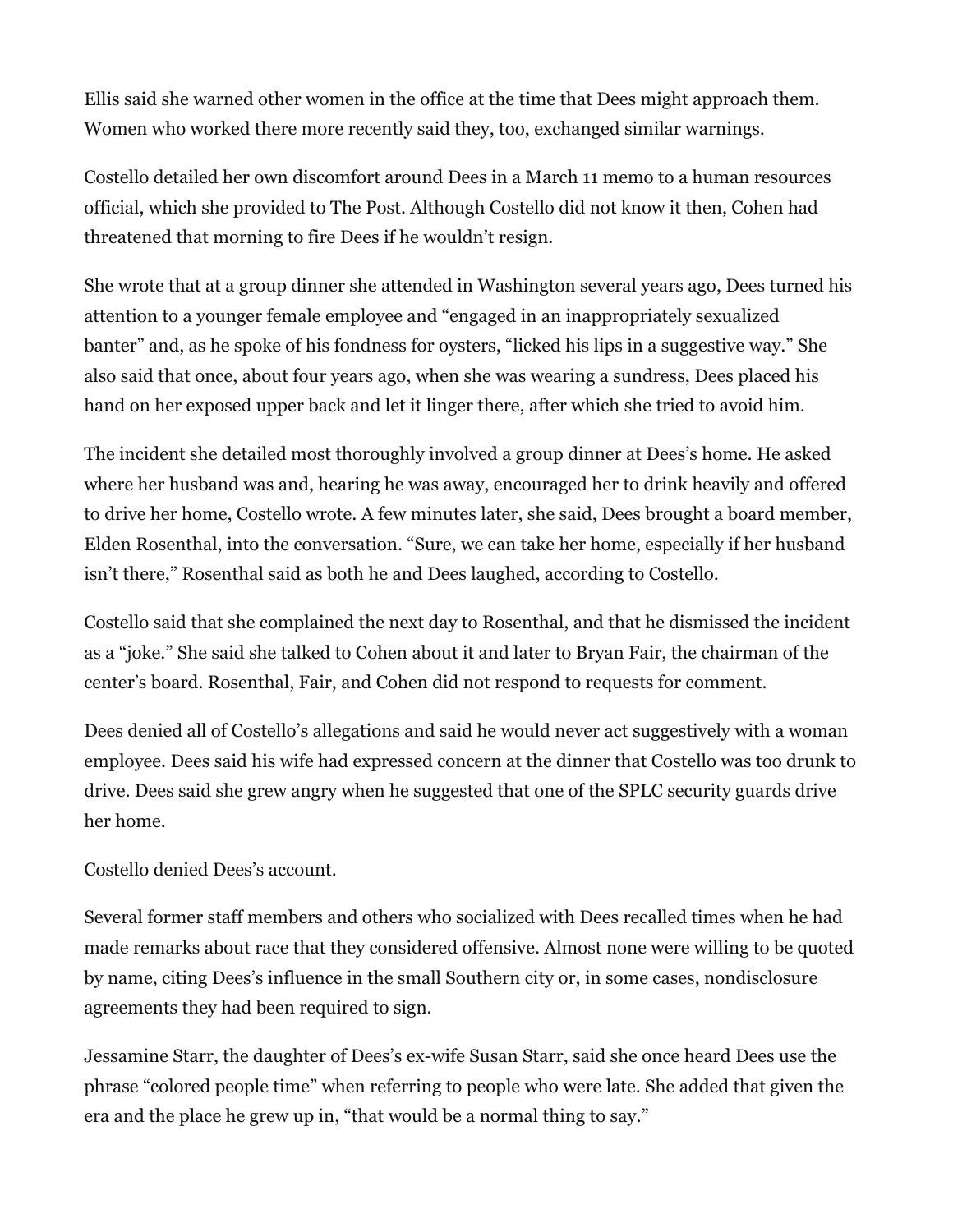Ellis said she warned other women in the office at the time that Dees might approach them. Women who worked there more recently said they, too, exchanged similar warnings.

Costello detailed her own discomfort around Dees in a March 11 memo to a human resources official, which she provided to The Post. Although Costello did not know it then, Cohen had threatened that morning to fire Dees if he wouldn't resign.

She wrote that at a group dinner she attended in Washington several years ago, Dees turned his attention to a younger female employee and "engaged in an inappropriately sexualized banter" and, as he spoke of his fondness for oysters, "licked his lips in a suggestive way." She also said that once, about four years ago, when she was wearing a sundress, Dees placed his hand on her exposed upper back and let it linger there, after which she tried to avoid him.

The incident she detailed most thoroughly involved a group dinner at Dees's home. He asked where her husband was and, hearing he was away, encouraged her to drink heavily and offered to drive her home, Costello wrote. A few minutes later, she said, Dees brought a board member, Elden Rosenthal, into the conversation. "Sure, we can take her home, especially if her husband isn't there," Rosenthal said as both he and Dees laughed, according to Costello.

Costello said that she complained the next day to Rosenthal, and that he dismissed the incident as a "joke." She said she talked to Cohen about it and later to Bryan Fair, the chairman of the center's board. Rosenthal, Fair, and Cohen did not respond to requests for comment.

Dees denied all of Costello's allegations and said he would never act suggestively with a woman employee. Dees said his wife had expressed concern at the dinner that Costello was too drunk to drive. Dees said she grew angry when he suggested that one of the SPLC security guards drive her home.

Costello denied Dees's account.

Several former staff members and others who socialized with Dees recalled times when he had made remarks about race that they considered offensive. Almost none were willing to be quoted by name, citing Dees's influence in the small Southern city or, in some cases, nondisclosure agreements they had been required to sign.

Jessamine Starr, the daughter of Dees's ex-wife Susan Starr, said she once heard Dees use the phrase "colored people time" when referring to people who were late. She added that given the era and the place he grew up in, "that would be a normal thing to say."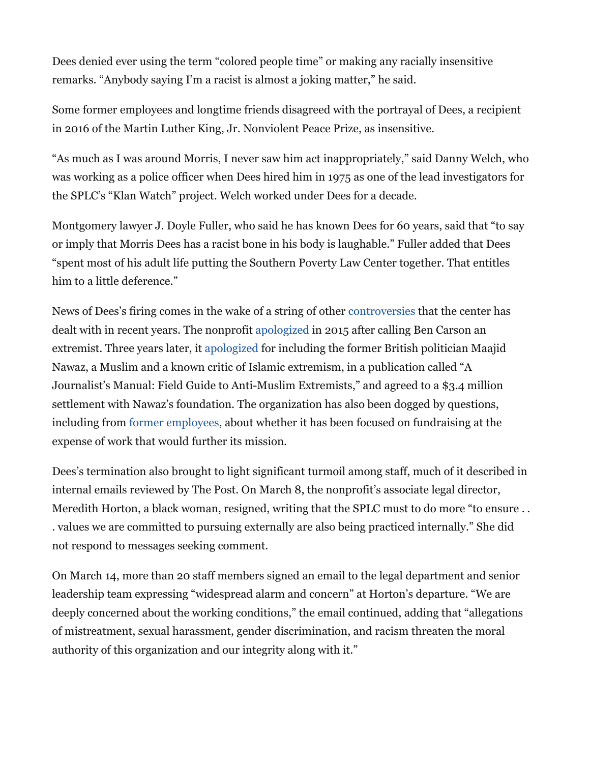Dees denied ever using the term “colored people time” or making any racially insensitive remarks. “Anybody saying I’m a racist is almost a joking matter,” he said.

Some former employees and longtime friends disagreed with the portrayal of Dees, a recipient in 2016 of the Martin Luther King, Jr. Nonviolent Peace Prize, as insensitive.

“As much as I was around Morris, I never saw him act inappropriately,” said Danny Welch, who was working as a police officer when Dees hired him in 1975 as one of the lead investigators for the SPLC’s “Klan Watch” project. Welch worked under Dees for a decade.

Montgomery lawyer J. Doyle Fuller, who said he has known Dees for 60 years, said that “to say or imply that Morris Dees has a racist bone in his body is laughable.” Fuller added that Dees “spent most of his adult life putting the Southern Poverty Law Center together. That entitles him to a little deference.”

News of Dees’s firing comes in the wake of a string of other controversies that the center has dealt with in recent years. The nonprofit apologized in 2015 after calling Ben Carson an extremist. Three years later, it apologized for including the former British politician Maajid Nawaz, a Muslim and a known critic of Islamic extremism, in a publication called “A Journalist’s Manual: Field Guide to Anti-Muslim Extremists,” and agreed to a $3.4 million settlement with Nawaz’s foundation. The organization has also been dogged by questions, including from former employees, about whether it has been focused on fundraising at the expense of work that would further its mission.

Dees’s termination also brought to light significant turmoil among staff, much of it described in internal emails reviewed by The Post. On March 8, the nonprofit’s associate legal director, Meredith Horton, a black woman, resigned, writing that the SPLC must to do more “to ensure . . . values we are committed to pursuing externally are also being practiced internally.” She did not respond to messages seeking comment.

On March 14, more than 20 staff members signed an email to the legal department and senior leadership team expressing “widespread alarm and concern” at Horton’s departure. “We are deeply concerned about the working conditions,” the email continued, adding that “allegations of mistreatment, sexual harassment, gender discrimination, and racism threaten the moral authority of this organization and our integrity along with it.”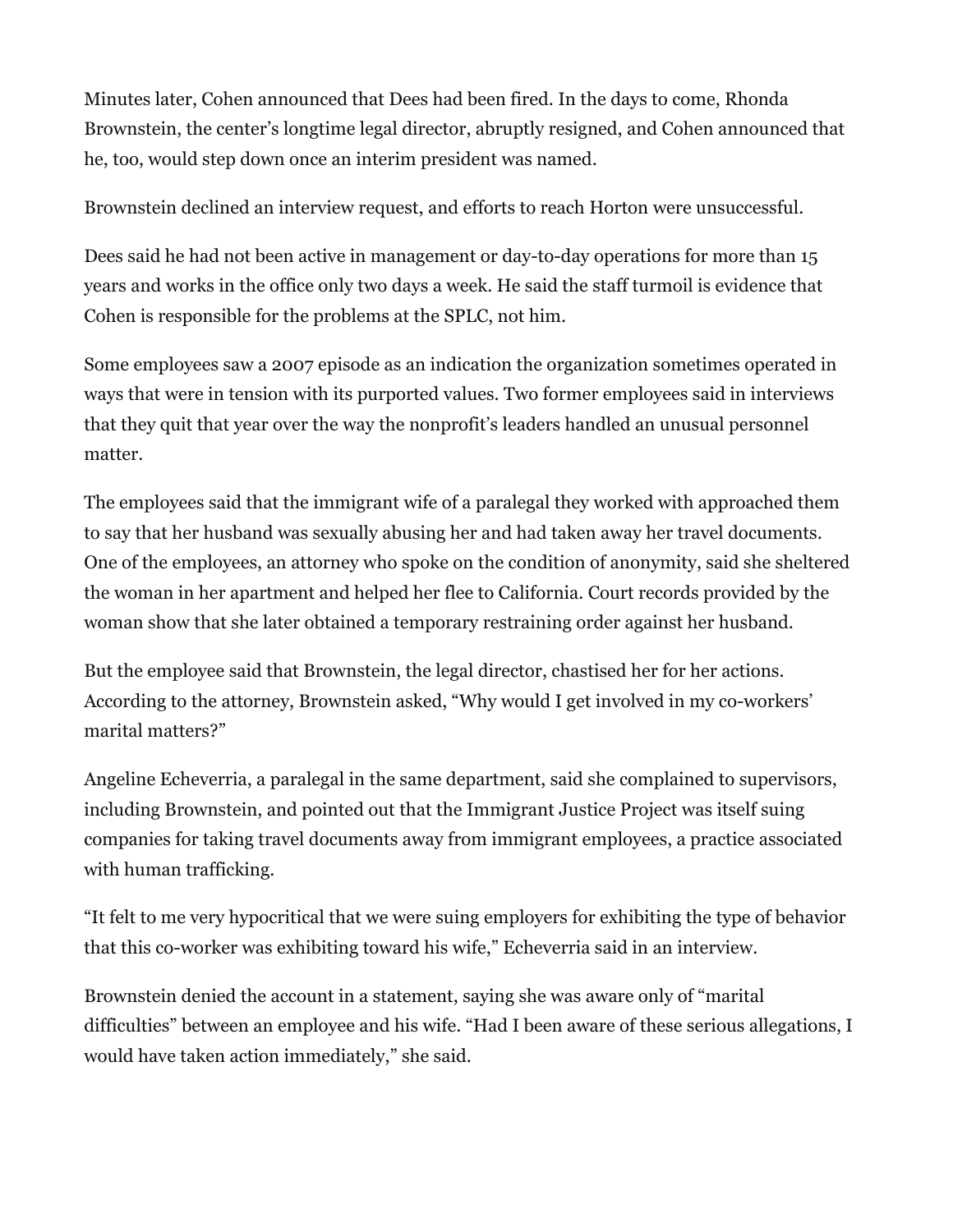Minutes later, Cohen announced that Dees had been fired. In the days to come, Rhonda Brownstein, the center's longtime legal director, abruptly resigned, and Cohen announced that he, too, would step down once an interim president was named.

Brownstein declined an interview request, and efforts to reach Horton were unsuccessful.

Dees said he had not been active in management or day-to-day operations for more than 15 years and works in the office only two days a week. He said the staff turmoil is evidence that Cohen is responsible for the problems at the SPLC, not him.

Some employees saw a 2007 episode as an indication the organization sometimes operated in ways that were in tension with its purported values. Two former employees said in interviews that they quit that year over the way the nonprofit's leaders handled an unusual personnel matter.

The employees said that the immigrant wife of a paralegal they worked with approached them to say that her husband was sexually abusing her and had taken away her travel documents. One of the employees, an attorney who spoke on the condition of anonymity, said she sheltered the woman in her apartment and helped her flee to California. Court records provided by the woman show that she later obtained a temporary restraining order against her husband.

But the employee said that Brownstein, the legal director, chastised her for her actions. According to the attorney, Brownstein asked, "Why would I get involved in my co-workers' marital matters?"

Angeline Echeverria, a paralegal in the same department, said she complained to supervisors, including Brownstein, and pointed out that the Immigrant Justice Project was itself suing companies for taking travel documents away from immigrant employees, a practice associated with human trafficking.

"It felt to me very hypocritical that we were suing employers for exhibiting the type of behavior that this co-worker was exhibiting toward his wife," Echeverria said in an interview.

Brownstein denied the account in a statement, saying she was aware only of "marital difficulties" between an employee and his wife. "Had I been aware of these serious allegations, I would have taken action immediately," she said.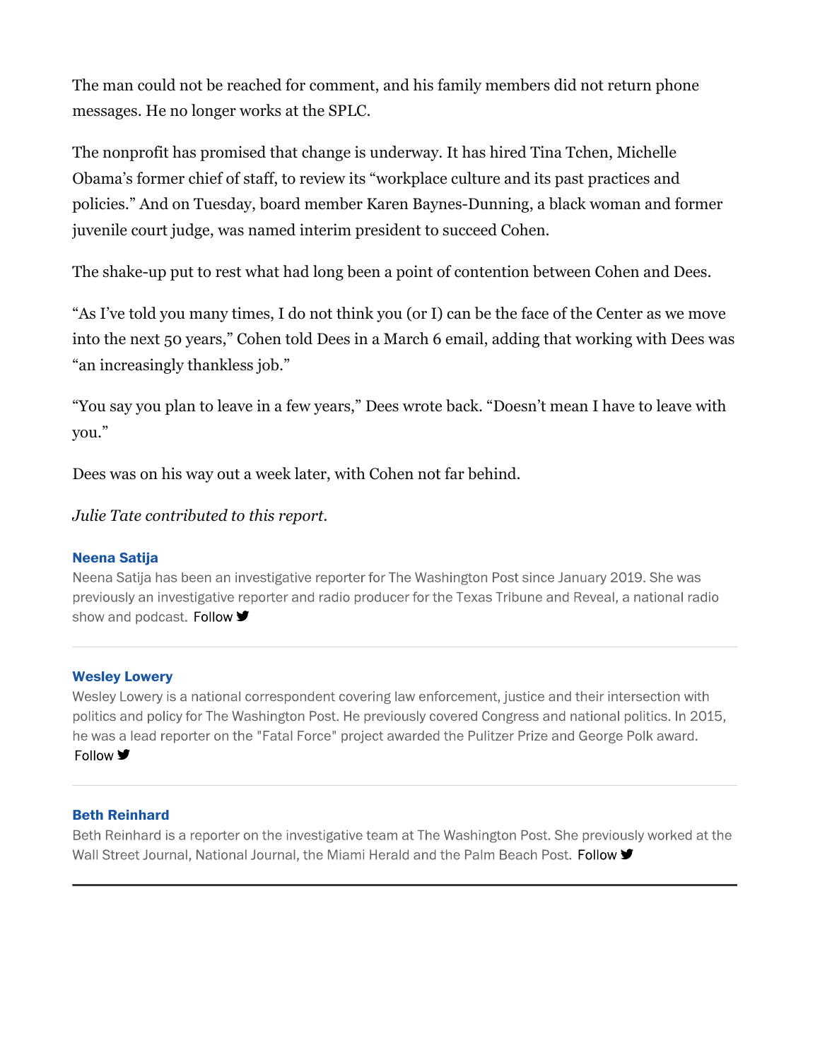The man could not be reached for comment, and his family members did not return phone messages. He no longer works at the SPLC.

The nonprofit has promised that change is underway. It has hired Tina Tchen, Michelle Obama's former chief of staff, to review its "workplace culture and its past practices and policies." And on Tuesday, board member Karen Baynes-Dunning, a black woman and former juvenile court judge, was named interim president to succeed Cohen.

The shake-up put to rest what had long been a point of contention between Cohen and Dees.

"As I've told you many times, I do not think you (or I) can be the face of the Center as we move into the next 50 years," Cohen told Dees in a March 6 email, adding that working with Dees was "an increasingly thankless job."

"You say you plan to leave in a few years," Dees wrote back. "Doesn't mean I have to leave with you."

Dees was on his way out a week later, with Cohen not far behind.

*Julie Tate contributed to this report.*

**Neena Satija**

Neena Satija has been an investigative reporter for The Washington Post since January 2019. She was previously an investigative reporter and radio producer for the Texas Tribune and Reveal, a national radio show and podcast. Follow

---

**Wesley Lowery**

Wesley Lowery is a national correspondent covering law enforcement, justice and their intersection with politics and policy for The Washington Post. He previously covered Congress and national politics. In 2015, he was a lead reporter on the "Fatal Force" project awarded the Pulitzer Prize and George Polk award. Follow

---

**Beth Reinhard**

Beth Reinhard is a reporter on the investigative team at The Washington Post. She previously worked at the Wall Street Journal, National Journal, the Miami Herald and the Palm Beach Post. Follow